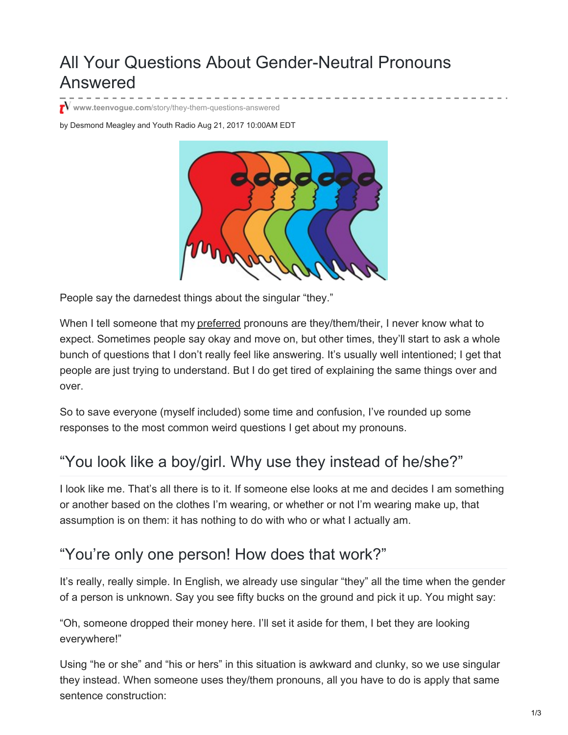# All Your Questions About Gender-Neutral Pronouns Answered

www.teenvogue.com/story/they-them-questions-answered

by Desmond Meagley and Youth Radio Aug 21, 2017 10:00AM EDT

People say the darnedest things about the singular "they."

When I tell someone that my preferred pronouns are they/them/their, I never know what to expect. Sometimes people say okay and move on, but other times, they'll start to ask a whole bunch of questions that I don't really feel like answering. It's usually well intentioned; I get that people are just trying to understand. But I do get tired of explaining the same things over and over.

So to save everyone (myself included) some time and confusion, I've rounded up some responses to the most common weird questions I get about my pronouns.

## "You look like a boy/girl. Why use they instead of he/she?"

I look like me. That's all there is to it. If someone else looks at me and decides I am something or another based on the clothes I'm wearing, or whether or not I'm wearing make up, that assumption is on them: it has nothing to do with who or what I actually am.

## "You're only one person! How does that work?"

It's really, really simple. In English, we already use singular "they" all the time when the gender of a person is unknown. Say you see fifty bucks on the ground and pick it up. You might say:

"Oh, someone dropped their money here. I'll set it aside for them, I bet they are looking everywhere!"

Using "he or she" and "his or hers" in this situation is awkward and clunky, so we use singular they instead. When someone uses they/them pronouns, all you have to do is apply that same sentence construction: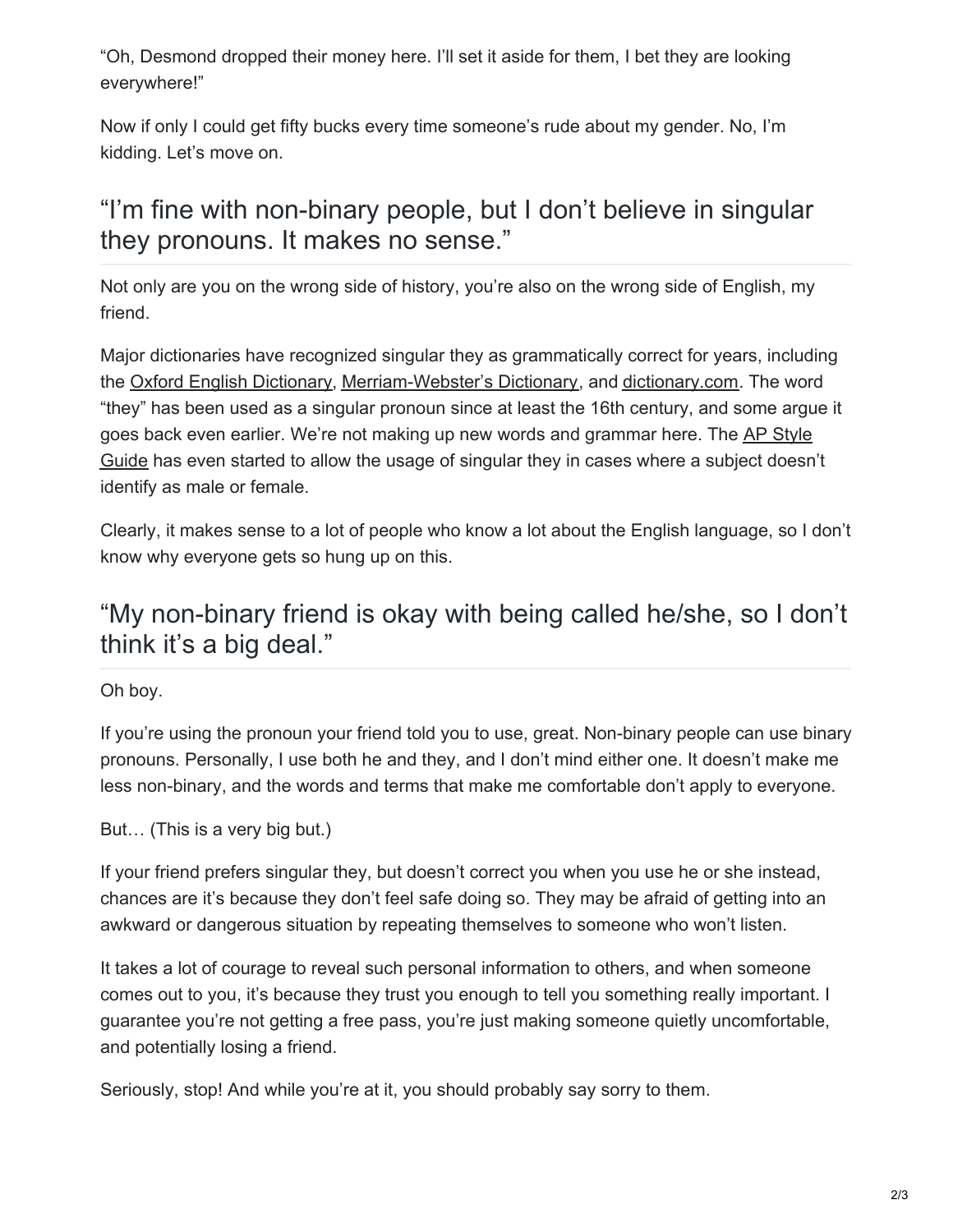"Oh, Desmond dropped their money here. I'll set it aside for them, I bet they are looking everywhere!"

Now if only I could get fifty bucks every time someone's rude about my gender. No, I'm kidding. Let's move on.

## "I'm fine with non-binary people, but I don't believe in singular they pronouns. It makes no sense."

Not only are you on the wrong side of history, you're also on the wrong side of English, my friend.

Major dictionaries have recognized singular they as grammatically correct for years, including the Oxford English Dictionary, Merriam-Webster's Dictionary, and dictionary.com. The word "they" has been used as a singular pronoun since at least the 16th century, and some argue it goes back even earlier. We're not making up new words and grammar here. The AP Style Guide has even started to allow the usage of singular they in cases where a subject doesn't identify as male or female.

Clearly, it makes sense to a lot of people who know a lot about the English language, so I don't know why everyone gets so hung up on this.

## "My non-binary friend is okay with being called he/she, so I don't think it's a big deal."

Oh boy.

If you're using the pronoun your friend told you to use, great. Non-binary people can use binary pronouns. Personally, I use both he and they, and I don't mind either one. It doesn't make me less non-binary, and the words and terms that make me comfortable don't apply to everyone.

But… (This is a very big but.)

If your friend prefers singular they, but doesn't correct you when you use he or she instead, chances are it's because they don't feel safe doing so. They may be afraid of getting into an awkward or dangerous situation by repeating themselves to someone who won't listen.

It takes a lot of courage to reveal such personal information to others, and when someone comes out to you, it's because they trust you enough to tell you something really important. I guarantee you're not getting a free pass, you're just making someone quietly uncomfortable, and potentially losing a friend.

Seriously, stop! And while you're at it, you should probably say sorry to them.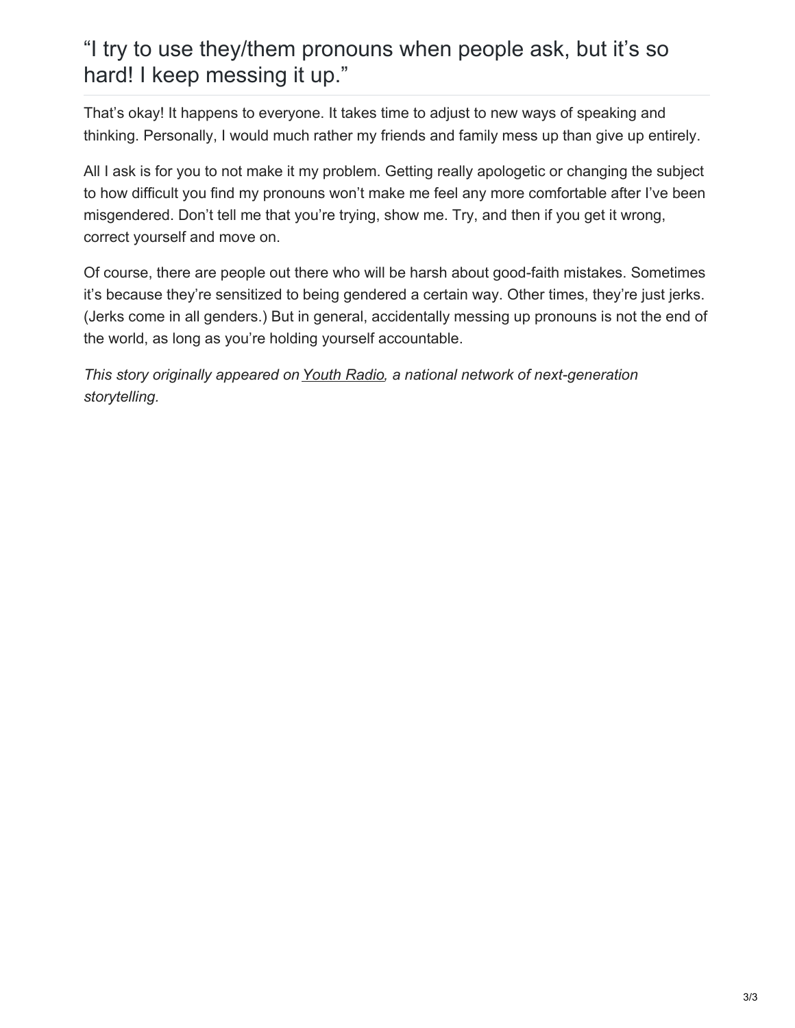## “I try to use they/them pronouns when people ask, but it’s so hard! I keep messing it up.”

That’s okay! It happens to everyone. It takes time to adjust to new ways of speaking and thinking. Personally, I would much rather my friends and family mess up than give up entirely.

All I ask is for you to not make it my problem. Getting really apologetic or changing the subject to how difficult you find my pronouns won’t make me feel any more comfortable after I’ve been misgendered. Don’t tell me that you’re trying, show me. Try, and then if you get it wrong, correct yourself and move on.

Of course, there are people out there who will be harsh about good-faith mistakes. Sometimes it’s because they’re sensitized to being gendered a certain way. Other times, they’re just jerks. (Jerks come in all genders.) But in general, accidentally messing up pronouns is not the end of the world, as long as you’re holding yourself accountable.

*This story originally appeared on Youth Radio, a national network of next-generation storytelling.*